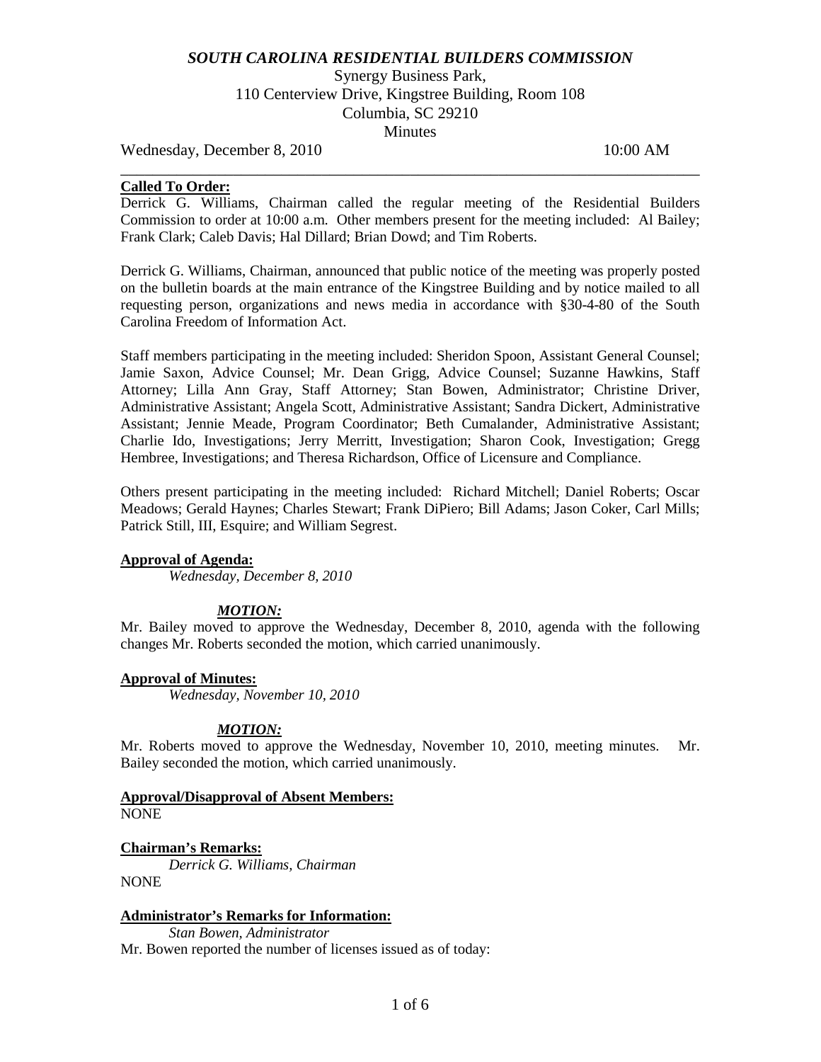# *SOUTH CAROLINA RESIDENTIAL BUILDERS COMMISSION*

Synergy Business Park,
110 Centerview Drive, Kingstree Building, Room 108
Columbia, SC 29210
Minutes

Wednesday, December 8, 2010 10:00 AM

---

**Called To Order:**

Derrick G. Williams, Chairman called the regular meeting of the Residential Builders Commission to order at 10:00 a.m. Other members present for the meeting included: Al Bailey; Frank Clark; Caleb Davis; Hal Dillard; Brian Dowd; and Tim Roberts.

Derrick G. Williams, Chairman, announced that public notice of the meeting was properly posted on the bulletin boards at the main entrance of the Kingstree Building and by notice mailed to all requesting person, organizations and news media in accordance with §30-4-80 of the South Carolina Freedom of Information Act.

Staff members participating in the meeting included: Sheridon Spoon, Assistant General Counsel; Jamie Saxon, Advice Counsel; Mr. Dean Grigg, Advice Counsel; Suzanne Hawkins, Staff Attorney; Lilla Ann Gray, Staff Attorney; Stan Bowen, Administrator; Christine Driver, Administrative Assistant; Angela Scott, Administrative Assistant; Sandra Dickert, Administrative Assistant; Jennie Meade, Program Coordinator; Beth Cumalander, Administrative Assistant; Charlie Ido, Investigations; Jerry Merritt, Investigation; Sharon Cook, Investigation; Gregg Hembree, Investigations; and Theresa Richardson, Office of Licensure and Compliance.

Others present participating in the meeting included: Richard Mitchell; Daniel Roberts; Oscar Meadows; Gerald Haynes; Charles Stewart; Frank DiPiero; Bill Adams; Jason Coker, Carl Mills; Patrick Still, III, Esquire; and William Segrest.

**Approval of Agenda:**

*Wednesday, December 8, 2010*

***MOTION:***

Mr. Bailey moved to approve the Wednesday, December 8, 2010, agenda with the following changes Mr. Roberts seconded the motion, which carried unanimously.

**Approval of Minutes:**

*Wednesday, November 10, 2010*

***MOTION:***

Mr. Roberts moved to approve the Wednesday, November 10, 2010, meeting minutes. Mr. Bailey seconded the motion, which carried unanimously.

**Approval/Disapproval of Absent Members:**

NONE

**Chairman's Remarks:**

*Derrick G. Williams, Chairman*

NONE

**Administrator's Remarks for Information:**

*Stan Bowen, Administrator*

Mr. Bowen reported the number of licenses issued as of today: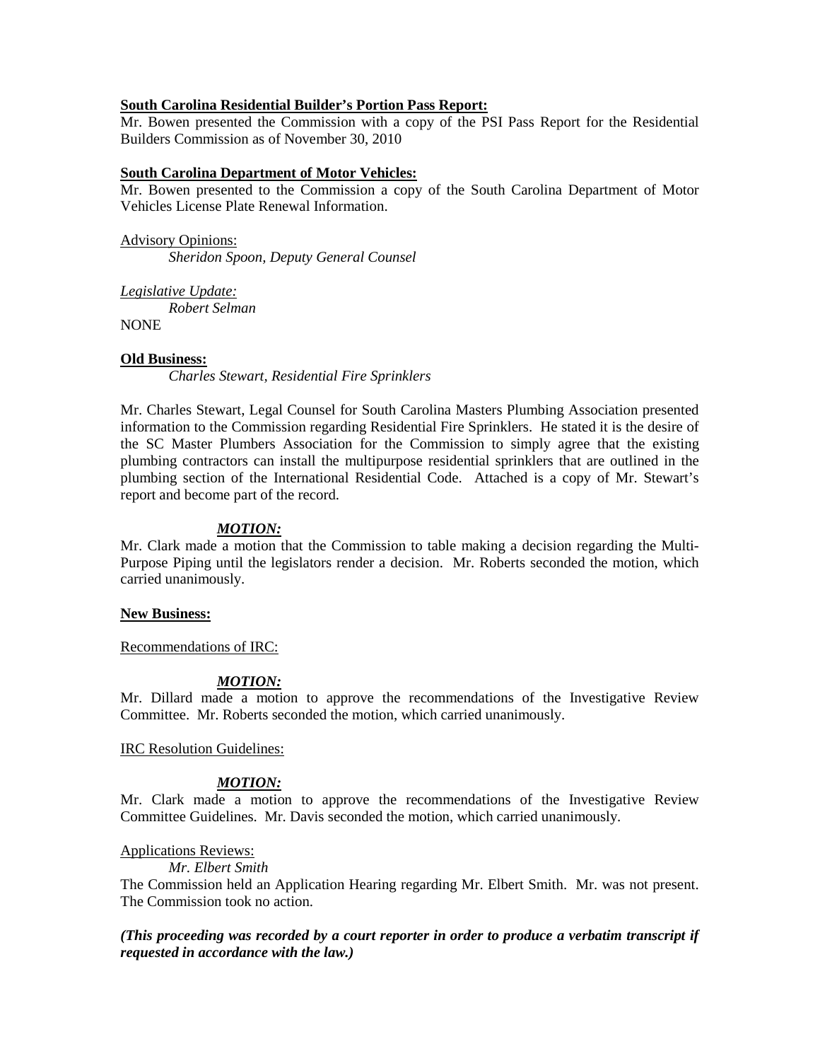**South Carolina Residential Builder's Portion Pass Report:**
Mr. Bowen presented the Commission with a copy of the PSI Pass Report for the Residential Builders Commission as of November 30, 2010

**South Carolina Department of Motor Vehicles:**
Mr. Bowen presented to the Commission a copy of the South Carolina Department of Motor Vehicles License Plate Renewal Information.

Advisory Opinions:

*Sheridon Spoon, Deputy General Counsel*

*Legislative Update:*

*Robert Selman*

NONE

**Old Business:**

*Charles Stewart, Residential Fire Sprinklers*

Mr. Charles Stewart, Legal Counsel for South Carolina Masters Plumbing Association presented information to the Commission regarding Residential Fire Sprinklers. He stated it is the desire of the SC Master Plumbers Association for the Commission to simply agree that the existing plumbing contractors can install the multipurpose residential sprinklers that are outlined in the plumbing section of the International Residential Code. Attached is a copy of Mr. Stewart's report and become part of the record.

***MOTION:***

Mr. Clark made a motion that the Commission to table making a decision regarding the Multi-Purpose Piping until the legislators render a decision. Mr. Roberts seconded the motion, which carried unanimously.

**New Business:**

Recommendations of IRC:

***MOTION:***

Mr. Dillard made a motion to approve the recommendations of the Investigative Review Committee. Mr. Roberts seconded the motion, which carried unanimously.

IRC Resolution Guidelines:

***MOTION:***

Mr. Clark made a motion to approve the recommendations of the Investigative Review Committee Guidelines. Mr. Davis seconded the motion, which carried unanimously.

Applications Reviews:

*Mr. Elbert Smith*

The Commission held an Application Hearing regarding Mr. Elbert Smith. Mr. was not present. The Commission took no action.

***(This proceeding was recorded by a court reporter in order to produce a verbatim transcript if requested in accordance with the law.)***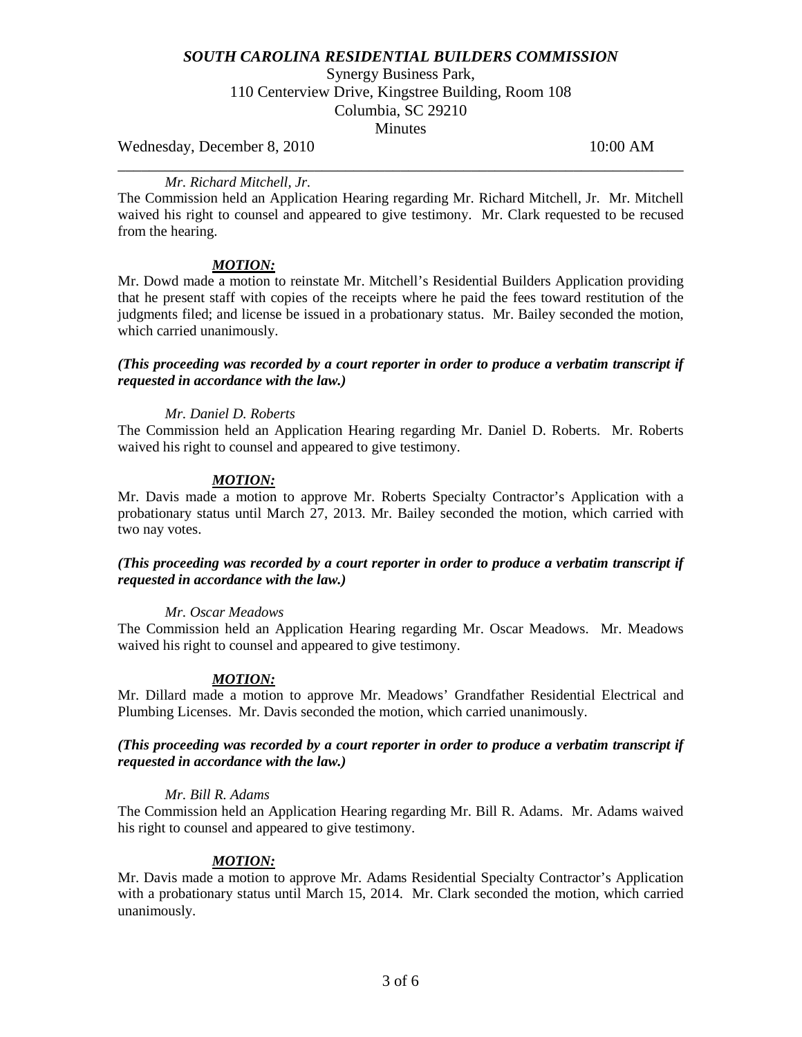*Mr. Richard Mitchell, Jr.*

The Commission held an Application Hearing regarding Mr. Richard Mitchell, Jr. Mr. Mitchell waived his right to counsel and appeared to give testimony. Mr. Clark requested to be recused from the hearing.

***MOTION:***

Mr. Dowd made a motion to reinstate Mr. Mitchell's Residential Builders Application providing that he present staff with copies of the receipts where he paid the fees toward restitution of the judgments filed; and license be issued in a probationary status. Mr. Bailey seconded the motion, which carried unanimously.

***(This proceeding was recorded by a court reporter in order to produce a verbatim transcript if requested in accordance with the law.)***

*Mr. Daniel D. Roberts*

The Commission held an Application Hearing regarding Mr. Daniel D. Roberts. Mr. Roberts waived his right to counsel and appeared to give testimony.

***MOTION:***

Mr. Davis made a motion to approve Mr. Roberts Specialty Contractor's Application with a probationary status until March 27, 2013. Mr. Bailey seconded the motion, which carried with two nay votes.

***(This proceeding was recorded by a court reporter in order to produce a verbatim transcript if requested in accordance with the law.)***

*Mr. Oscar Meadows*

The Commission held an Application Hearing regarding Mr. Oscar Meadows. Mr. Meadows waived his right to counsel and appeared to give testimony.

***MOTION:***

Mr. Dillard made a motion to approve Mr. Meadows' Grandfather Residential Electrical and Plumbing Licenses. Mr. Davis seconded the motion, which carried unanimously.

***(This proceeding was recorded by a court reporter in order to produce a verbatim transcript if requested in accordance with the law.)***

*Mr. Bill R. Adams*

The Commission held an Application Hearing regarding Mr. Bill R. Adams. Mr. Adams waived his right to counsel and appeared to give testimony.

***MOTION:***

Mr. Davis made a motion to approve Mr. Adams Residential Specialty Contractor's Application with a probationary status until March 15, 2014. Mr. Clark seconded the motion, which carried unanimously.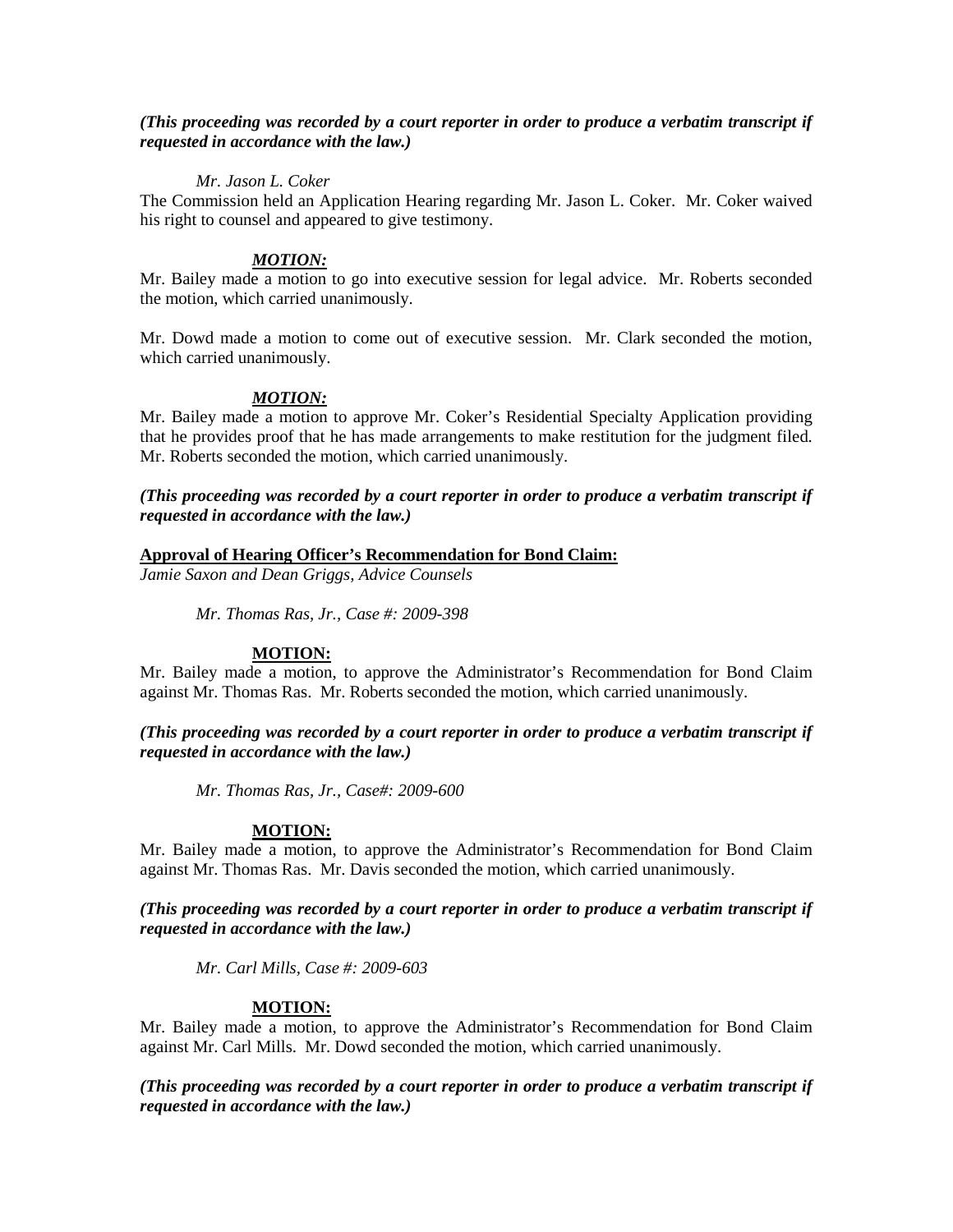***(This proceeding was recorded by a court reporter in order to produce a verbatim transcript if requested in accordance with the law.)***

*Mr. Jason L. Coker*

The Commission held an Application Hearing regarding Mr. Jason L. Coker. Mr. Coker waived his right to counsel and appeared to give testimony.

***MOTION:***

Mr. Bailey made a motion to go into executive session for legal advice. Mr. Roberts seconded the motion, which carried unanimously.

Mr. Dowd made a motion to come out of executive session. Mr. Clark seconded the motion, which carried unanimously.

***MOTION:***

Mr. Bailey made a motion to approve Mr. Coker's Residential Specialty Application providing that he provides proof that he has made arrangements to make restitution for the judgment filed. Mr. Roberts seconded the motion, which carried unanimously.

***(This proceeding was recorded by a court reporter in order to produce a verbatim transcript if requested in accordance with the law.)***

**Approval of Hearing Officer's Recommendation for Bond Claim:**

*Jamie Saxon and Dean Griggs, Advice Counsels*

*Mr. Thomas Ras, Jr., Case #: 2009-398*

**MOTION:**

Mr. Bailey made a motion, to approve the Administrator's Recommendation for Bond Claim against Mr. Thomas Ras. Mr. Roberts seconded the motion, which carried unanimously.

***(This proceeding was recorded by a court reporter in order to produce a verbatim transcript if requested in accordance with the law.)***

*Mr. Thomas Ras, Jr., Case#: 2009-600*

**MOTION:**

Mr. Bailey made a motion, to approve the Administrator's Recommendation for Bond Claim against Mr. Thomas Ras. Mr. Davis seconded the motion, which carried unanimously.

***(This proceeding was recorded by a court reporter in order to produce a verbatim transcript if requested in accordance with the law.)***

*Mr. Carl Mills, Case #: 2009-603*

**MOTION:**

Mr. Bailey made a motion, to approve the Administrator's Recommendation for Bond Claim against Mr. Carl Mills. Mr. Dowd seconded the motion, which carried unanimously.

***(This proceeding was recorded by a court reporter in order to produce a verbatim transcript if requested in accordance with the law.)***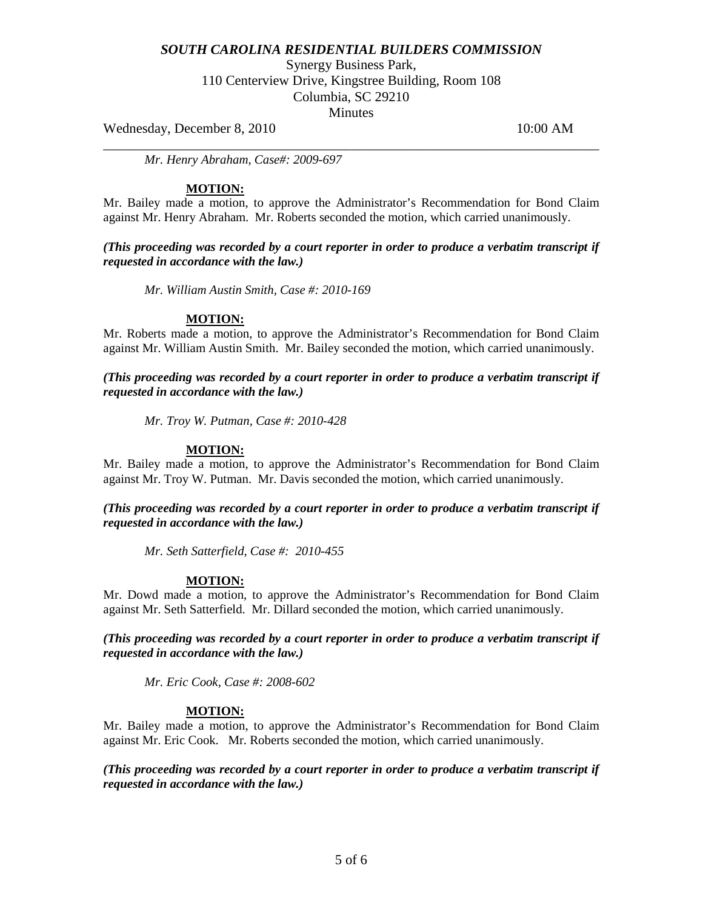*Mr. Henry Abraham, Case#: 2009-697*

**MOTION:**

Mr. Bailey made a motion, to approve the Administrator's Recommendation for Bond Claim against Mr. Henry Abraham. Mr. Roberts seconded the motion, which carried unanimously.

***(This proceeding was recorded by a court reporter in order to produce a verbatim transcript if requested in accordance with the law.)***

*Mr. William Austin Smith, Case #: 2010-169*

**MOTION:**

Mr. Roberts made a motion, to approve the Administrator's Recommendation for Bond Claim against Mr. William Austin Smith. Mr. Bailey seconded the motion, which carried unanimously.

***(This proceeding was recorded by a court reporter in order to produce a verbatim transcript if requested in accordance with the law.)***

*Mr. Troy W. Putman, Case #: 2010-428*

**MOTION:**

Mr. Bailey made a motion, to approve the Administrator's Recommendation for Bond Claim against Mr. Troy W. Putman. Mr. Davis seconded the motion, which carried unanimously.

***(This proceeding was recorded by a court reporter in order to produce a verbatim transcript if requested in accordance with the law.)***

*Mr. Seth Satterfield, Case #: 2010-455*

**MOTION:**

Mr. Dowd made a motion, to approve the Administrator's Recommendation for Bond Claim against Mr. Seth Satterfield. Mr. Dillard seconded the motion, which carried unanimously.

***(This proceeding was recorded by a court reporter in order to produce a verbatim transcript if requested in accordance with the law.)***

*Mr. Eric Cook, Case #: 2008-602*

**MOTION:**

Mr. Bailey made a motion, to approve the Administrator's Recommendation for Bond Claim against Mr. Eric Cook. Mr. Roberts seconded the motion, which carried unanimously.

***(This proceeding was recorded by a court reporter in order to produce a verbatim transcript if requested in accordance with the law.)***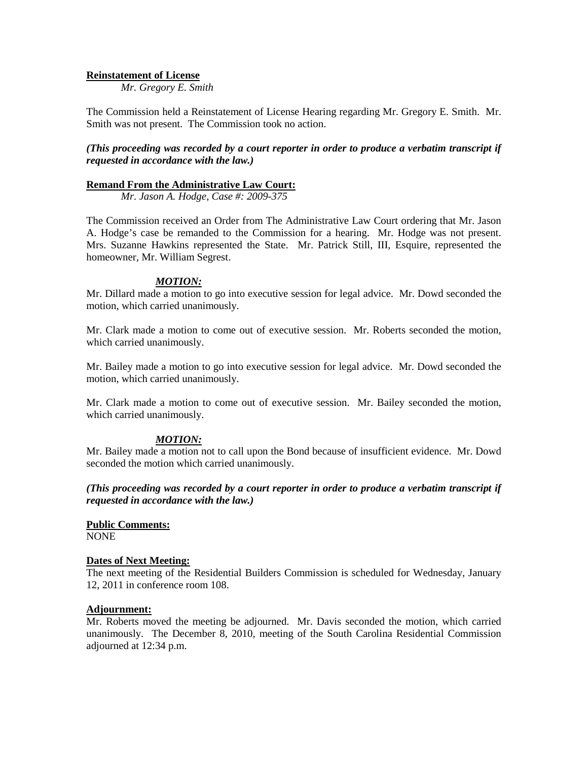**Reinstatement of License**

*Mr. Gregory E. Smith*

The Commission held a Reinstatement of License Hearing regarding Mr. Gregory E. Smith. Mr. Smith was not present. The Commission took no action.

***(This proceeding was recorded by a court reporter in order to produce a verbatim transcript if requested in accordance with the law.)***

**Remand From the Administrative Law Court:**

*Mr. Jason A. Hodge, Case #: 2009-375*

The Commission received an Order from The Administrative Law Court ordering that Mr. Jason A. Hodge's case be remanded to the Commission for a hearing. Mr. Hodge was not present. Mrs. Suzanne Hawkins represented the State. Mr. Patrick Still, III, Esquire, represented the homeowner, Mr. William Segrest.

***MOTION:***

Mr. Dillard made a motion to go into executive session for legal advice. Mr. Dowd seconded the motion, which carried unanimously.

Mr. Clark made a motion to come out of executive session. Mr. Roberts seconded the motion, which carried unanimously.

Mr. Bailey made a motion to go into executive session for legal advice. Mr. Dowd seconded the motion, which carried unanimously.

Mr. Clark made a motion to come out of executive session. Mr. Bailey seconded the motion, which carried unanimously.

***MOTION:***

Mr. Bailey made a motion not to call upon the Bond because of insufficient evidence. Mr. Dowd seconded the motion which carried unanimously.

***(This proceeding was recorded by a court reporter in order to produce a verbatim transcript if requested in accordance with the law.)***

**Public Comments:**

NONE

**Dates of Next Meeting:**

The next meeting of the Residential Builders Commission is scheduled for Wednesday, January 12, 2011 in conference room 108.

**Adjournment:**

Mr. Roberts moved the meeting be adjourned. Mr. Davis seconded the motion, which carried unanimously. The December 8, 2010, meeting of the South Carolina Residential Commission adjourned at 12:34 p.m.